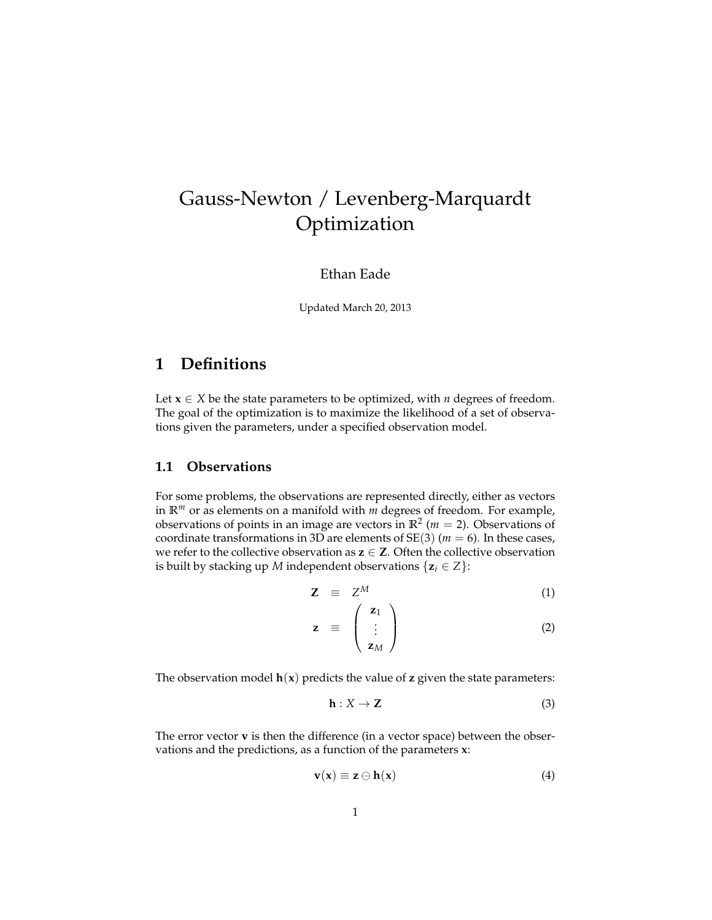# Gauss-Newton / Levenberg-Marquardt Optimization

Ethan Eade

Updated March 20, 2013

## 1 Definitions

Let $\mathbf{x} \in X$ be the the state parameters to be optimized, with $n$ degrees of freedom. The goal of the optimization is to maximize the likelihood of a set of observations given the parameters, under a specified observation model.

### 1.1 Observations

For some problems, the observations are represented directly, either as vectors in $\mathbb{R}^m$ or as elements on a manifold with $m$ degrees of freedom. For example, observations of points in an image are vectors in $\mathbb{R}^2$ ($m = 2$). Observations of coordinate transformations in 3D are elements of SE(3) ($m = 6$). In these cases, we refer to the collective observation as $\mathbf{z} \in \mathbf{Z}$. Often the collective observation is built by stacking up $M$ independent observations $\{\mathbf{z}_i \in Z\}$:

$$\mathbf{Z} \equiv Z^M \tag{1}$$

$$\mathbf{z} \equiv \begin{pmatrix} \mathbf{z}_1 \\ \vdots \\ \mathbf{z}_M \end{pmatrix} \tag{2}$$

The observation model $\mathbf{h}(\mathbf{x})$ predicts the value of $\mathbf{z}$ given the state parameters:

$$\mathbf{h} : X \rightarrow \mathbf{Z} \tag{3}$$

The error vector $\mathbf{v}$ is then the difference (in a vector space) between the observations and the predictions, as a function of the parameters $\mathbf{x}$:

$$\mathbf{v}(\mathbf{x}) \equiv \mathbf{z} \ominus \mathbf{h}(\mathbf{x}) \tag{4}$$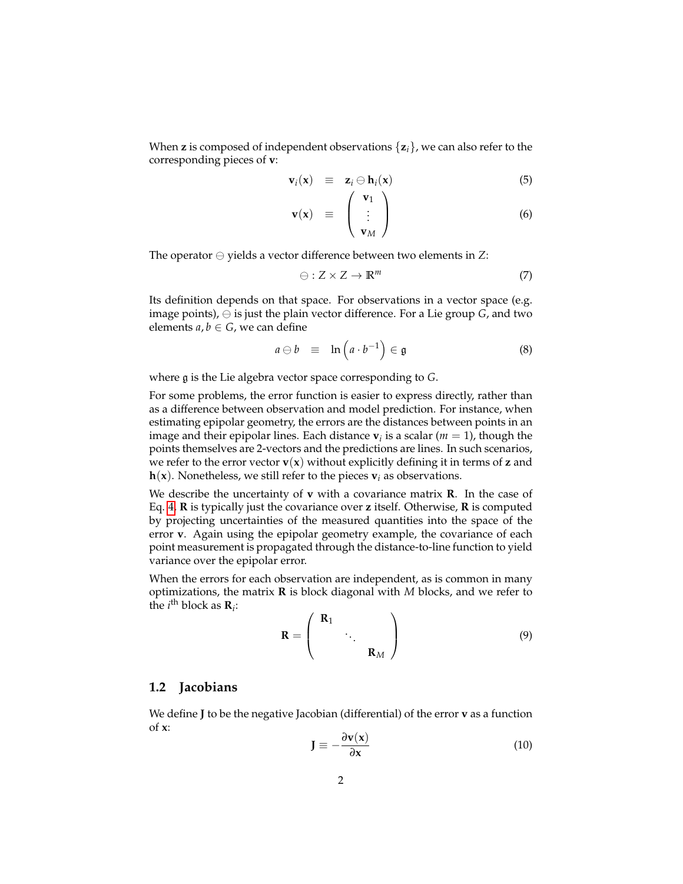When $\mathbf{z}$ is composed of independent observations $\{\mathbf{z}_i\}$, we can also refer to the corresponding pieces of $\mathbf{v}$:

$$\mathbf{v}_i(\mathbf{x}) \equiv \mathbf{z}_i \ominus \mathbf{h}_i(\mathbf{x}) \tag{5}$$

$$\mathbf{v}(\mathbf{x}) \equiv \begin{pmatrix} \mathbf{v}_1 \\ \vdots \\ \mathbf{v}_M \end{pmatrix} \tag{6}$$

The operator $\ominus$ yields a vector difference between two elements in $Z$:

$$\ominus : Z \times Z \to \mathbb{R}^m \tag{7}$$

Its definition depends on that space. For observations in a vector space (e.g. image points), $\ominus$ is just the plain vector difference. For a Lie group $G$, and two elements $a, b \in G$, we can define

$$a \ominus b \equiv \ln\left(a \cdot b^{-1}\right) \in \mathfrak{g} \tag{8}$$

where $\mathfrak{g}$ is the Lie algebra vector space corresponding to $G$.

For some problems, the error function is easier to express directly, rather than as a difference between observation and model prediction. For instance, when estimating epipolar geometry, the errors are the distances between points in an image and their epipolar lines. Each distance $\mathbf{v}_i$ is a scalar ($m = 1$), though the points themselves are 2-vectors and the predictions are lines. In such scenarios, we refer to the error vector $\mathbf{v}(\mathbf{x})$ without explicitly defining it in terms of $\mathbf{z}$ and $\mathbf{h}(\mathbf{x})$. Nonetheless, we still refer to the pieces $\mathbf{v}_i$ as observations.

We describe the uncertainty of $\mathbf{v}$ with a covariance matrix $\mathbf{R}$. In the case of Eq. 4, $\mathbf{R}$ is typically just the covariance over $\mathbf{z}$ itself. Otherwise, $\mathbf{R}$ is computed by projecting uncertainties of the measured quantities into the space of the error $\mathbf{v}$. Again using the epipolar geometry example, the covariance of each point measurement is propagated through the distance-to-line function to yield variance over the epipolar error.

When the errors for each observation are independent, as is common in many optimizations, the matrix $\mathbf{R}$ is block diagonal with $M$ blocks, and we refer to the $i^{\text{th}}$ block as $\mathbf{R}_i$:

$$\mathbf{R} = \begin{pmatrix} \mathbf{R}_1 & & \\ & \ddots & \\ & & \mathbf{R}_M \end{pmatrix} \tag{9}$$

## 1.2 Jacobians

We define $\mathbf{J}$ to be the negative Jacobian (differential) of the error $\mathbf{v}$ as a function of $\mathbf{x}$:

$$\mathbf{J} \equiv -\frac{\partial \mathbf{v}(\mathbf{x})}{\partial \mathbf{x}} \tag{10}$$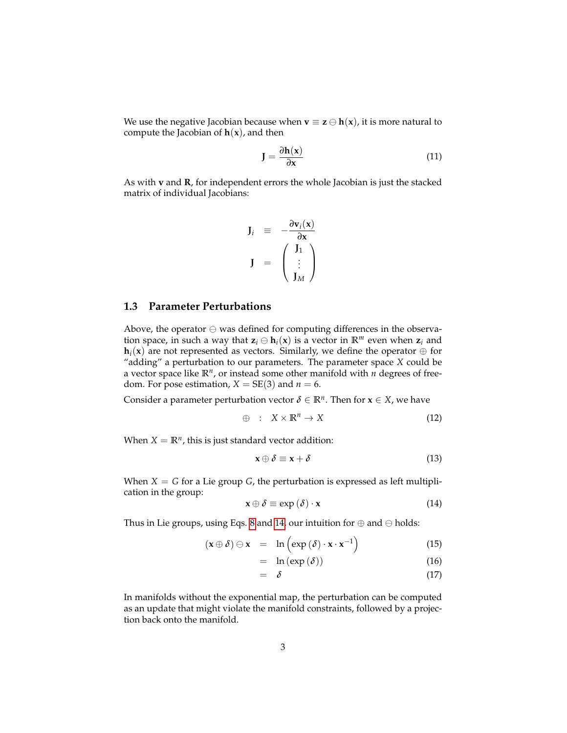We use the negative Jacobian because when $\mathbf{v} \equiv \mathbf{z} \ominus \mathbf{h}(\mathbf{x})$, it is more natural to compute the Jacobian of $\mathbf{h}(\mathbf{x})$, and then

$$\mathbf{J} = \frac{\partial \mathbf{h}(\mathbf{x})}{\partial \mathbf{x}} \tag{11}$$

As with $\mathbf{v}$ and $\mathbf{R}$, for independent errors the whole Jacobian is just the stacked matrix of individual Jacobians:

$$\begin{aligned}
\mathbf{J}_i &\equiv -\frac{\partial \mathbf{v}_i(\mathbf{x})}{\partial \mathbf{x}} \\
\mathbf{J} &= \begin{pmatrix} \mathbf{J}_1 \\ \vdots \\ \mathbf{J}_M \end{pmatrix}
\end{aligned}$$

### 1.3 Parameter Perturbations

Above, the operator $\ominus$ was defined for computing differences in the observation space, in such a way that $\mathbf{z}_i \ominus \mathbf{h}_i(\mathbf{x})$ is a vector in $\mathbb{R}^m$ even when $\mathbf{z}_i$ and $\mathbf{h}_i(\mathbf{x})$ are not represented as vectors. Similarly, we define the operator $\oplus$ for "adding" a perturbation to our parameters. The parameter space $X$ could be a vector space like $\mathbb{R}^n$, or instead some other manifold with $n$ degrees of freedom. For pose estimation, $X = \mathrm{SE}(3)$ and $n = 6$.

Consider a parameter perturbation vector $\delta \in \mathbb{R}^n$. Then for $\mathbf{x} \in X$, we have

$$\oplus \quad : \quad X \times \mathbb{R}^n \to X \tag{12}$$

When $X = \mathbb{R}^n$, this is just standard vector addition:

$$\mathbf{x} \oplus \delta \equiv \mathbf{x} + \delta \tag{13}$$

When $X = G$ for a Lie group $G$, the perturbation is expressed as left multiplication in the group:

$$\mathbf{x} \oplus \delta \equiv \exp(\delta) \cdot \mathbf{x} \tag{14}$$

Thus in Lie groups, using Eqs. 8 and 14, our intuition for $\oplus$ and $\ominus$ holds:

$$\begin{aligned}
(\mathbf{x} \oplus \delta) \ominus \mathbf{x} &= \ln\left(\exp(\delta) \cdot \mathbf{x} \cdot \mathbf{x}^{-1}\right) && (15) \\
&= \ln(\exp(\delta)) && (16) \\
&= \delta && (17)
\end{aligned}$$

In manifolds without the exponential map, the perturbation can be computed as an update that might violate the manifold constraints, followed by a projection back onto the manifold.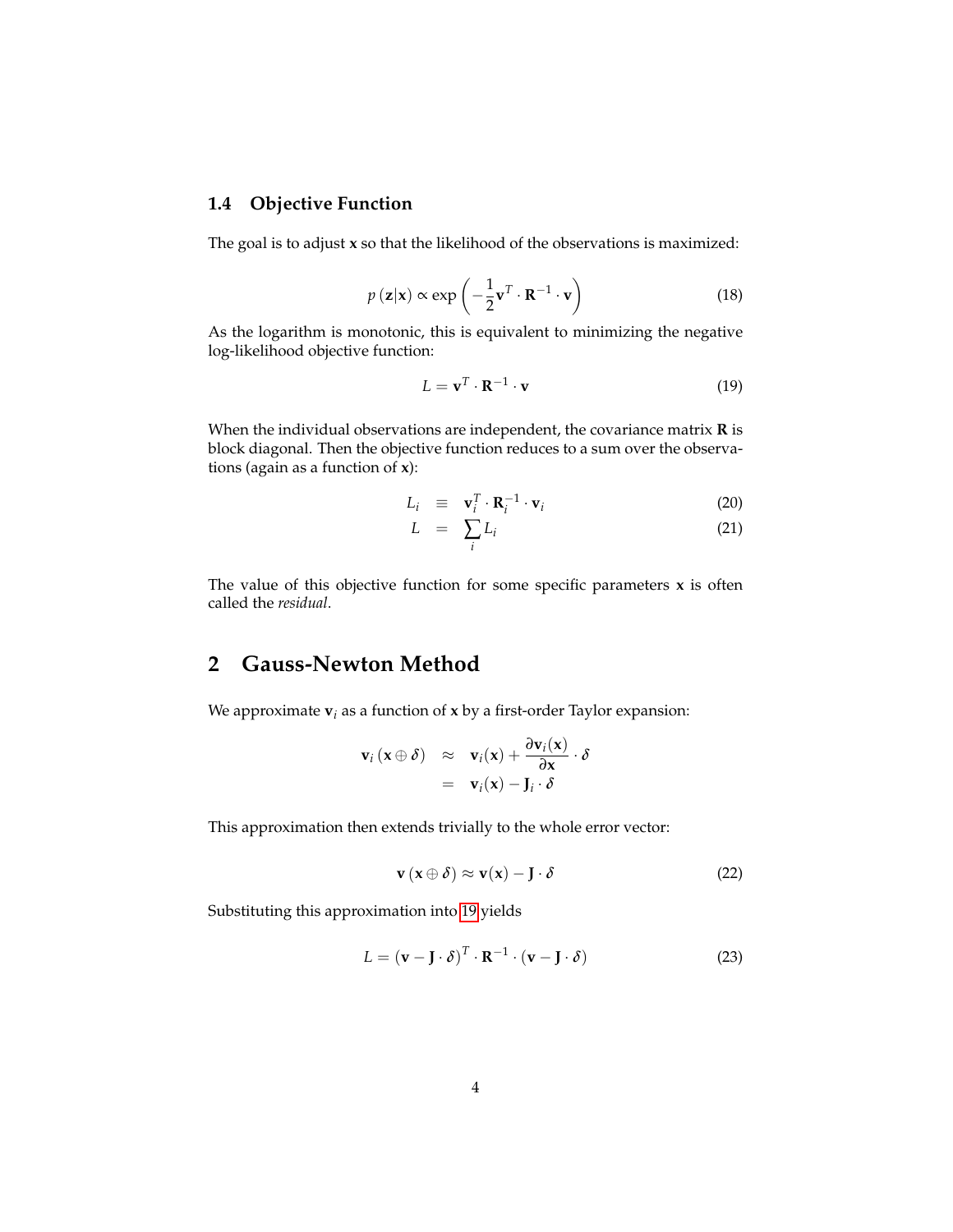### 1.4 Objective Function

The goal is to adjust $\mathbf{x}$ so that the likelihood of the observations is maximized:

$$p(\mathbf{z}|\mathbf{x}) \propto \exp\left(-\frac{1}{2}\mathbf{v}^T \cdot \mathbf{R}^{-1} \cdot \mathbf{v}\right) \tag{18}$$

As the logarithm is monotonic, this is equivalent to minimizing the negative log-likelihood objective function:

$$L = \mathbf{v}^T \cdot \mathbf{R}^{-1} \cdot \mathbf{v} \tag{19}$$

When the individual observations are independent, the covariance matrix $\mathbf{R}$ is block diagonal. Then the objective function reduces to a sum over the observations (again as a function of $\mathbf{x}$):

$$L_i \equiv \mathbf{v}_i^T \cdot \mathbf{R}_i^{-1} \cdot \mathbf{v}_i \tag{20}$$

$$L = \sum_i L_i \tag{21}$$

The value of this objective function for some specific parameters $\mathbf{x}$ is often called the *residual*.

## 2 Gauss-Newton Method

We approximate $\mathbf{v}_i$ as a function of $\mathbf{x}$ by a first-order Taylor expansion:

$$\begin{aligned}
\mathbf{v}_i(\mathbf{x} \oplus \delta) &\approx \mathbf{v}_i(\mathbf{x}) + \frac{\partial \mathbf{v}_i(\mathbf{x})}{\partial \mathbf{x}} \cdot \delta \\
&= \mathbf{v}_i(\mathbf{x}) - \mathbf{J}_i \cdot \delta
\end{aligned}$$

This approximation then extends trivially to the whole error vector:

$$\mathbf{v}(\mathbf{x} \oplus \delta) \approx \mathbf{v}(\mathbf{x}) - \mathbf{J} \cdot \delta \tag{22}$$

Substituting this approximation into 19 yields

$$L = (\mathbf{v} - \mathbf{J} \cdot \delta)^T \cdot \mathbf{R}^{-1} \cdot (\mathbf{v} - \mathbf{J} \cdot \delta) \tag{23}$$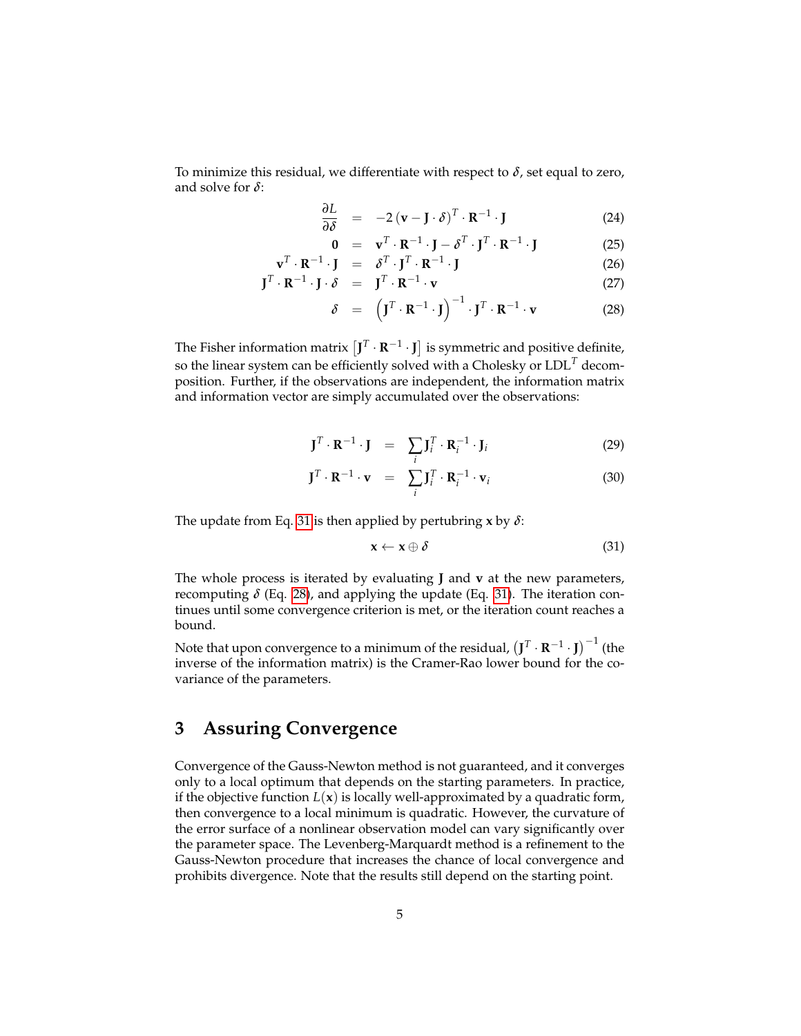To minimize this residual, we differentiate with respect to $\delta$, set equal to zero, and solve for $\delta$:

$$\frac{\partial L}{\partial \delta} = -2\left(\mathbf{v} - \mathbf{J} \cdot \delta\right)^T \cdot \mathbf{R}^{-1} \cdot \mathbf{J} \tag{24}$$

$$\mathbf{0} = \mathbf{v}^T \cdot \mathbf{R}^{-1} \cdot \mathbf{J} - \delta^T \cdot \mathbf{J}^T \cdot \mathbf{R}^{-1} \cdot \mathbf{J} \tag{25}$$

$$\mathbf{v}^T \cdot \mathbf{R}^{-1} \cdot \mathbf{J} = \delta^T \cdot \mathbf{J}^T \cdot \mathbf{R}^{-1} \cdot \mathbf{J} \tag{26}$$

$$\mathbf{J}^T \cdot \mathbf{R}^{-1} \cdot \mathbf{J} \cdot \delta = \mathbf{J}^T \cdot \mathbf{R}^{-1} \cdot \mathbf{v} \tag{27}$$

$$\delta = \left(\mathbf{J}^T \cdot \mathbf{R}^{-1} \cdot \mathbf{J}\right)^{-1} \cdot \mathbf{J}^T \cdot \mathbf{R}^{-1} \cdot \mathbf{v} \tag{28}$$

The Fisher information matrix $\left[\mathbf{J}^T \cdot \mathbf{R}^{-1} \cdot \mathbf{J}\right]$ is symmetric and positive definite, so the linear system can be efficiently solved with a Cholesky or LDL$^T$ decomposition. Further, if the observations are independent, the information matrix and information vector are simply accumulated over the observations:

$$\mathbf{J}^T \cdot \mathbf{R}^{-1} \cdot \mathbf{J} = \sum_i \mathbf{J}_i^T \cdot \mathbf{R}_i^{-1} \cdot \mathbf{J}_i \tag{29}$$

$$\mathbf{J}^T \cdot \mathbf{R}^{-1} \cdot \mathbf{v} = \sum_i \mathbf{J}_i^T \cdot \mathbf{R}_i^{-1} \cdot \mathbf{v}_i \tag{30}$$

The update from Eq. 31 is then applied by pertubring $\mathbf{x}$ by $\delta$:

$$\mathbf{x} \leftarrow \mathbf{x} \oplus \delta \tag{31}$$

The whole process is iterated by evaluating $\mathbf{J}$ and $\mathbf{v}$ at the new parameters, recomputing $\delta$ (Eq. 28), and applying the update (Eq. 31). The iteration continues until some convergence criterion is met, or the iteration count reaches a bound.

Note that upon convergence to a minimum of the residual, $\left(\mathbf{J}^T \cdot \mathbf{R}^{-1} \cdot \mathbf{J}\right)^{-1}$ (the inverse of the information matrix) is the Cramer-Rao lower bound for the covariance of the parameters.

## 3 Assuring Convergence

Convergence of the Gauss-Newton method is not guaranteed, and it converges only to a local optimum that depends on the starting parameters. In practice, if the objective function $L(\mathbf{x})$ is locally well-approximated by a quadratic form, then convergence to a local minimum is quadratic. However, the curvature of the error surface of a nonlinear observation model can vary significantly over the parameter space. The Levenberg-Marquardt method is a refinement to the Gauss-Newton procedure that increases the chance of local convergence and prohibits divergence. Note that the results still depend on the starting point.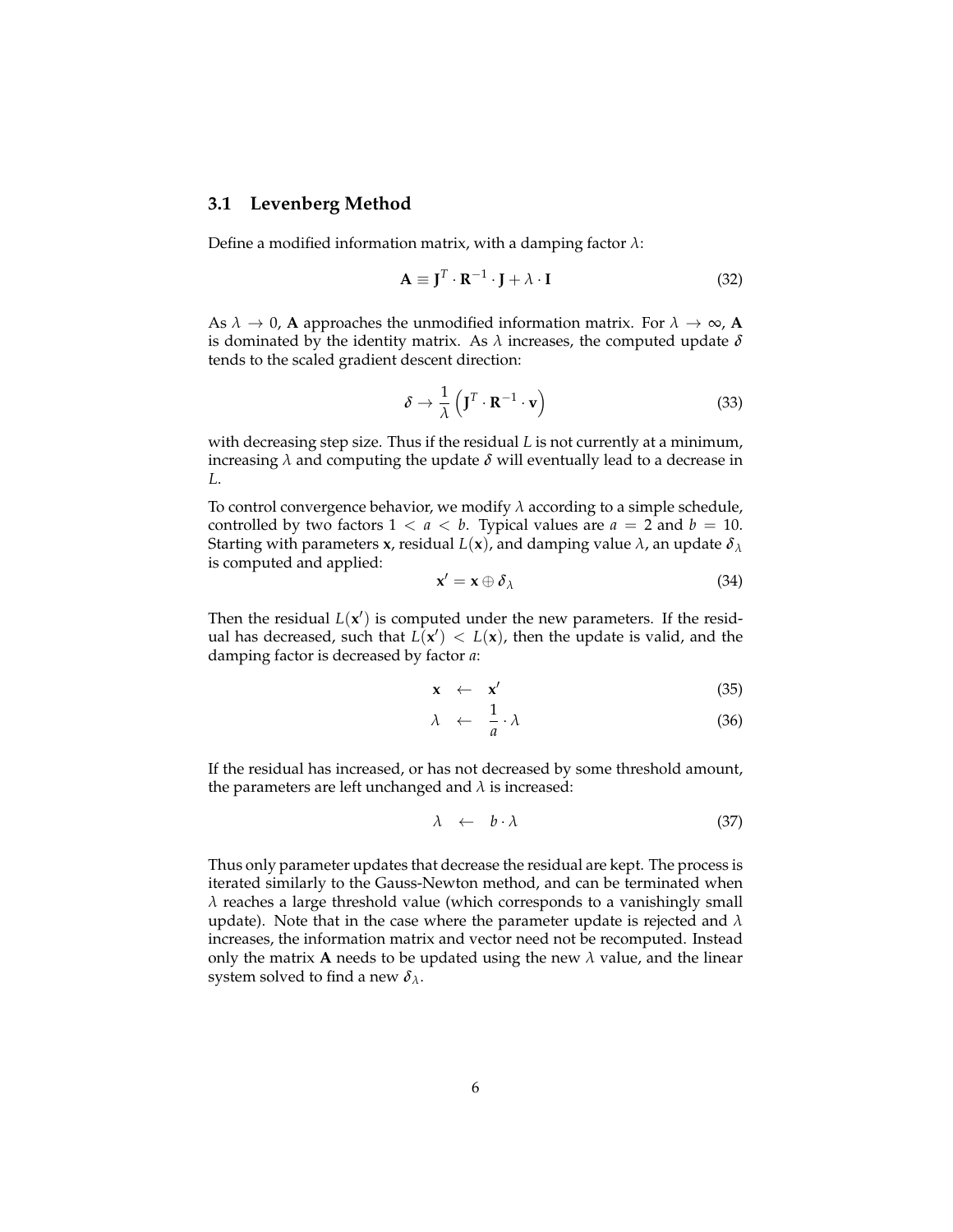### 3.1 Levenberg Method

Define a modified information matrix, with a damping factor $\lambda$:

$$\mathbf{A} \equiv \mathbf{J}^T \cdot \mathbf{R}^{-1} \cdot \mathbf{J} + \lambda \cdot \mathbf{I} \tag{32}$$

As $\lambda \to 0$, $\mathbf{A}$ approaches the unmodified information matrix. For $\lambda \to \infty$, $\mathbf{A}$ is dominated by the identity matrix. As $\lambda$ increases, the computed update $\delta$ tends to the scaled gradient descent direction:

$$\delta \to \frac{1}{\lambda} \left( \mathbf{J}^T \cdot \mathbf{R}^{-1} \cdot \mathbf{v} \right) \tag{33}$$

with decreasing step size. Thus if the residual $L$ is not currently at a minimum, increasing $\lambda$ and computing the update $\delta$ will eventually lead to a decrease in $L$.

To control convergence behavior, we modify $\lambda$ according to a simple schedule, controlled by two factors $1 < a < b$. Typical values are $a = 2$ and $b = 10$. Starting with parameters $\mathbf{x}$, residual $L(\mathbf{x})$, and damping value $\lambda$, an update $\delta_\lambda$ is computed and applied:

$$\mathbf{x}' = \mathbf{x} \oplus \delta_\lambda \tag{34}$$

Then the residual $L(\mathbf{x}')$ is computed under the new parameters. If the residual has decreased, such that $L(\mathbf{x}') < L(\mathbf{x})$, then the update is valid, and the damping factor is decreased by factor $a$:

$$\mathbf{x} \leftarrow \mathbf{x}' \tag{35}$$

$$\lambda \leftarrow \frac{1}{a} \cdot \lambda \tag{36}$$

If the residual has increased, or has not decreased by some threshold amount, the parameters are left unchanged and $\lambda$ is increased:

$$\lambda \leftarrow b \cdot \lambda \tag{37}$$

Thus only parameter updates that decrease the residual are kept. The process is iterated similarly to the Gauss-Newton method, and can be terminated when $\lambda$ reaches a large threshold value (which corresponds to a vanishingly small update). Note that in the case where the parameter update is rejected and $\lambda$ increases, the information matrix and vector need not be recomputed. Instead only the matrix $\mathbf{A}$ needs to be updated using the new $\lambda$ value, and the linear system solved to find a new $\delta_\lambda$.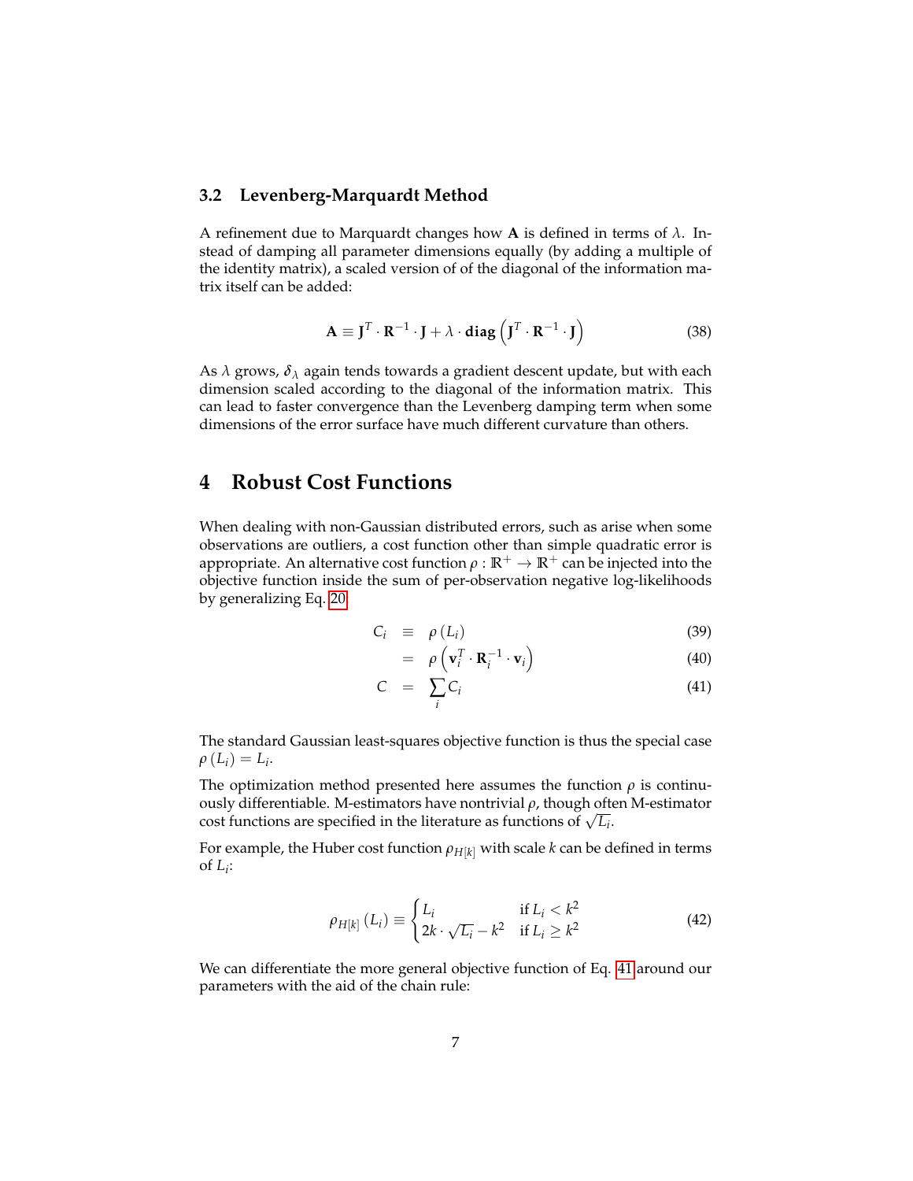### 3.2 Levenberg-Marquardt Method

A refinement due to Marquardt changes how $\mathbf{A}$ is defined in terms of $\lambda$. Instead of damping all parameter dimensions equally (by adding a multiple of the identity matrix), a scaled version of of the diagonal of the information matrix itself can be added:

$$\mathbf{A} \equiv \mathbf{J}^T \cdot \mathbf{R}^{-1} \cdot \mathbf{J} + \lambda \cdot \mathbf{diag}\left(\mathbf{J}^T \cdot \mathbf{R}^{-1} \cdot \mathbf{J}\right) \tag{38}$$

As $\lambda$ grows, $\delta_\lambda$ again tends towards a gradient descent update, but with each dimension scaled according to the diagonal of the information matrix. This can lead to faster convergence than the Levenberg damping term when some dimensions of the error surface have much different curvature than others.

## 4 Robust Cost Functions

When dealing with non-Gaussian distributed errors, such as arise when some observations are outliers, a cost function other than simple quadratic error is appropriate. An alternative cost function $\rho : \mathbb{R}^+ \rightarrow \mathbb{R}^+$ can be injected into the objective function inside the sum of per-observation negative log-likelihoods by generalizing Eq. 20

$$C_i \equiv \rho\left(L_i\right) \tag{39}$$

$$= \rho\left(\mathbf{v}_i^T \cdot \mathbf{R}_i^{-1} \cdot \mathbf{v}_i\right) \tag{40}$$

$$C = \sum_i C_i \tag{41}$$

The standard Gaussian least-squares objective function is thus the special case $\rho\left(L_i\right) = L_i$.

The optimization method presented here assumes the function $\rho$ is continuously differentiable. M-estimators have nontrivial $\rho$, though often M-estimator cost functions are specified in the literature as functions of $\sqrt{L_i}$.

For example, the Huber cost function $\rho_{H[k]}$ with scale $k$ can be defined in terms of $L_i$:

$$\rho_{H[k]}\left(L_i\right) \equiv \begin{cases} L_i & \text{if } L_i < k^2 \\ 2k \cdot \sqrt{L_i} - k^2 & \text{if } L_i \geq k^2 \end{cases} \tag{42}$$

We can differentiate the more general objective function of Eq. 41 around our parameters with the aid of the chain rule: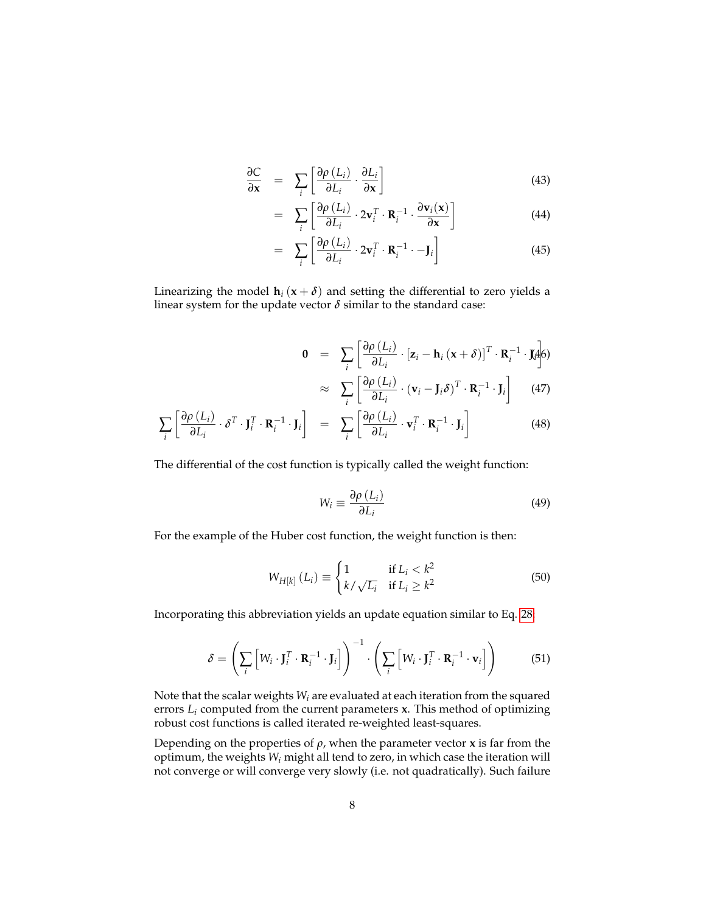$$\frac{\partial C}{\partial \mathbf{x}} = \sum_i \left[ \frac{\partial \rho\left(L_i\right)}{\partial L_i} \cdot \frac{\partial L_i}{\partial \mathbf{x}} \right] \tag{43}$$

$$= \sum_i \left[ \frac{\partial \rho\left(L_i\right)}{\partial L_i} \cdot 2\mathbf{v}_i^T \cdot \mathbf{R}_i^{-1} \cdot \frac{\partial \mathbf{v}_i(\mathbf{x})}{\partial \mathbf{x}} \right] \tag{44}$$

$$= \sum_i \left[ \frac{\partial \rho\left(L_i\right)}{\partial L_i} \cdot 2\mathbf{v}_i^T \cdot \mathbf{R}_i^{-1} \cdot -\mathbf{J}_i \right] \tag{45}$$

Linearizing the model $\mathbf{h}_i\left(\mathbf{x}+\delta\right)$ and setting the differential to zero yields a linear system for the update vector $\delta$ similar to the standard case:

$$\mathbf{0} = \sum_i \left[ \frac{\partial \rho\left(L_i\right)}{\partial L_i} \cdot \left[\mathbf{z}_i - \mathbf{h}_i\left(\mathbf{x}+\delta\right)\right]^T \cdot \mathbf{R}_i^{-1} \cdot \mathbf{J}_i \right] \tag{46}$$

$$\approx \sum_i \left[ \frac{\partial \rho\left(L_i\right)}{\partial L_i} \cdot \left(\mathbf{v}_i - \mathbf{J}_i \delta\right)^T \cdot \mathbf{R}_i^{-1} \cdot \mathbf{J}_i \right] \tag{47}$$

$$\sum_i \left[ \frac{\partial \rho\left(L_i\right)}{\partial L_i} \cdot \delta^T \cdot \mathbf{J}_i^T \cdot \mathbf{R}_i^{-1} \cdot \mathbf{J}_i \right] = \sum_i \left[ \frac{\partial \rho\left(L_i\right)}{\partial L_i} \cdot \mathbf{v}_i^T \cdot \mathbf{R}_i^{-1} \cdot \mathbf{J}_i \right] \tag{48}$$

The differential of the cost function is typically called the weight function:

$$W_i \equiv \frac{\partial \rho\left(L_i\right)}{\partial L_i} \tag{49}$$

For the example of the Huber cost function, the weight function is then:

$$W_{H[k]}\left(L_i\right) \equiv \begin{cases} 1 & \text{if } L_i < k^2 \\ k/\sqrt{L_i} & \text{if } L_i \geq k^2 \end{cases} \tag{50}$$

Incorporating this abbreviation yields an update equation similar to Eq. 28:

$$\delta = \left( \sum_i \left[ W_i \cdot \mathbf{J}_i^T \cdot \mathbf{R}_i^{-1} \cdot \mathbf{J}_i \right] \right)^{-1} \cdot \left( \sum_i \left[ W_i \cdot \mathbf{J}_i^T \cdot \mathbf{R}_i^{-1} \cdot \mathbf{v}_i \right] \right) \tag{51}$$

Note that the scalar weights $W_i$ are evaluated at each iteration from the squared errors $L_i$ computed from the current parameters $\mathbf{x}$. This method of optimizing robust cost functions is called iterated re-weighted least-squares.

Depending on the properties of $\rho$, when the parameter vector $\mathbf{x}$ is far from the optimum, the weights $W_i$ might all tend to zero, in which case the iteration will not converge or will converge very slowly (i.e. not quadratically). Such failure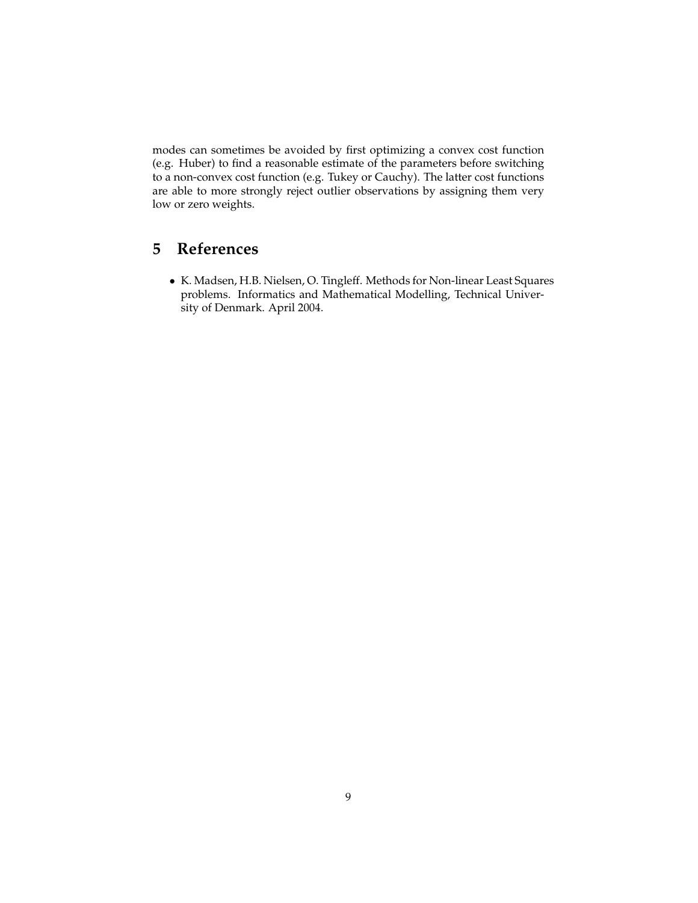modes can sometimes be avoided by first optimizing a convex cost function (e.g. Huber) to find a reasonable estimate of the parameters before switching to a non-convex cost function (e.g. Tukey or Cauchy). The latter cost functions are able to more strongly reject outlier observations by assigning them very low or zero weights.

# 5 References

- K. Madsen, H.B. Nielsen, O. Tingleff. Methods for Non-linear Least Squares problems. Informatics and Mathematical Modelling, Technical University of Denmark. April 2004.